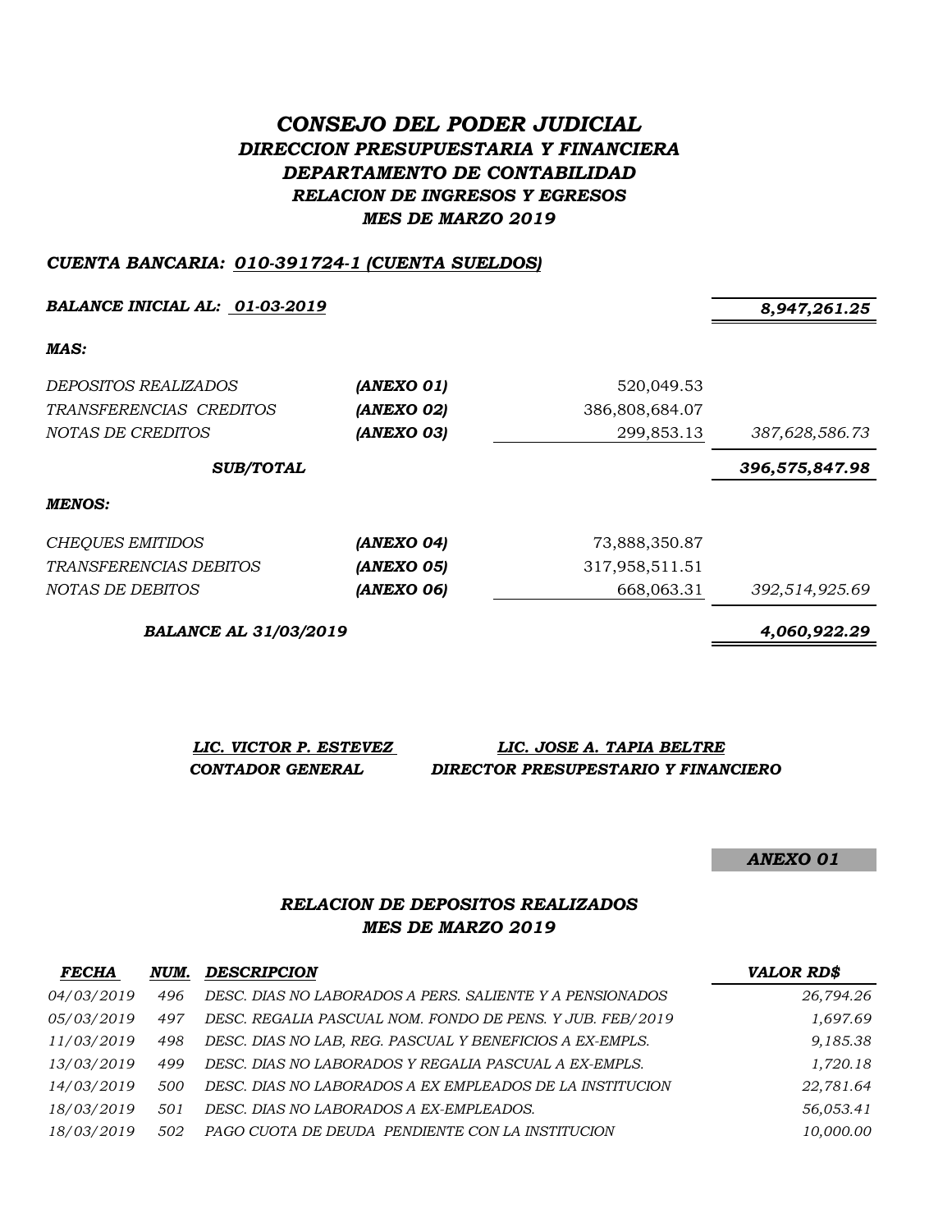# *CONSEJO DEL PODER JUDICIAL*
## *DIRECCION PRESUPUESTARIA Y FINANCIERA*
## *DEPARTAMENTO DE CONTABILIDAD*
### *RELACION DE INGRESOS Y EGRESOS*
### *MES DE MARZO 2019*

***CUENTA BANCARIA: 010-391724-1 (CUENTA SUELDOS)***

| | | | |
|---|---|---|---|
| ***BALANCE INICIAL AL: 01-03-2019*** | | | ***8,947,261.25*** |
| ***MAS:*** | | | |
| *DEPOSITOS REALIZADOS* | ***(ANEXO 01)*** | 520,049.53 | |
| *TRANSFERENCIAS CREDITOS* | ***(ANEXO 02)*** | 386,808,684.07 | |
| *NOTAS DE CREDITOS* | ***(ANEXO 03)*** | 299,853.13 | *387,628,586.73* |
| ***SUB/TOTAL*** | | | ***396,575,847.98*** |
| ***MENOS:*** | | | |
| *CHEQUES EMITIDOS* | ***(ANEXO 04)*** | 73,888,350.87 | |
| *TRANSFERENCIAS DEBITOS* | ***(ANEXO 05)*** | 317,958,511.51 | |
| *NOTAS DE DEBITOS* | ***(ANEXO 06)*** | 668,063.31 | *392,514,925.69* |
| ***BALANCE AL 31/03/2019*** | | | ***4,060,922.29*** |

| ***LIC. VICTOR P. ESTEVEZ*** | ***LIC. JOSE A. TAPIA BELTRE*** |
|---|---|
| ***CONTADOR GENERAL*** | ***DIRECTOR PRESUPESTARIO Y FINANCIERO*** |

***ANEXO 01***

### *RELACION DE DEPOSITOS REALIZADOS*
### *MES DE MARZO 2019*

| *FECHA* | *NUM.* | *DESCRIPCION* | *VALOR RD$* |
|---|---|---|---|
| *04/03/2019* | *496* | *DESC. DIAS NO LABORADOS A PERS. SALIENTE Y A PENSIONADOS* | *26,794.26* |
| *05/03/2019* | *497* | *DESC. REGALIA PASCUAL NOM. FONDO DE PENS. Y JUB. FEB/2019* | *1,697.69* |
| *11/03/2019* | *498* | *DESC. DIAS NO LAB, REG. PASCUAL Y BENEFICIOS A EX-EMPLS.* | *9,185.38* |
| *13/03/2019* | *499* | *DESC. DIAS NO LABORADOS Y REGALIA PASCUAL A EX-EMPLS.* | *1,720.18* |
| *14/03/2019* | *500* | *DESC. DIAS NO LABORADOS A EX EMPLEADOS DE LA INSTITUCION* | *22,781.64* |
| *18/03/2019* | *501* | *DESC. DIAS NO LABORADOS A EX-EMPLEADOS.* | *56,053.41* |
| *18/03/2019* | *502* | *PAGO CUOTA DE DEUDA PENDIENTE CON LA INSTITUCION* | *10,000.00* |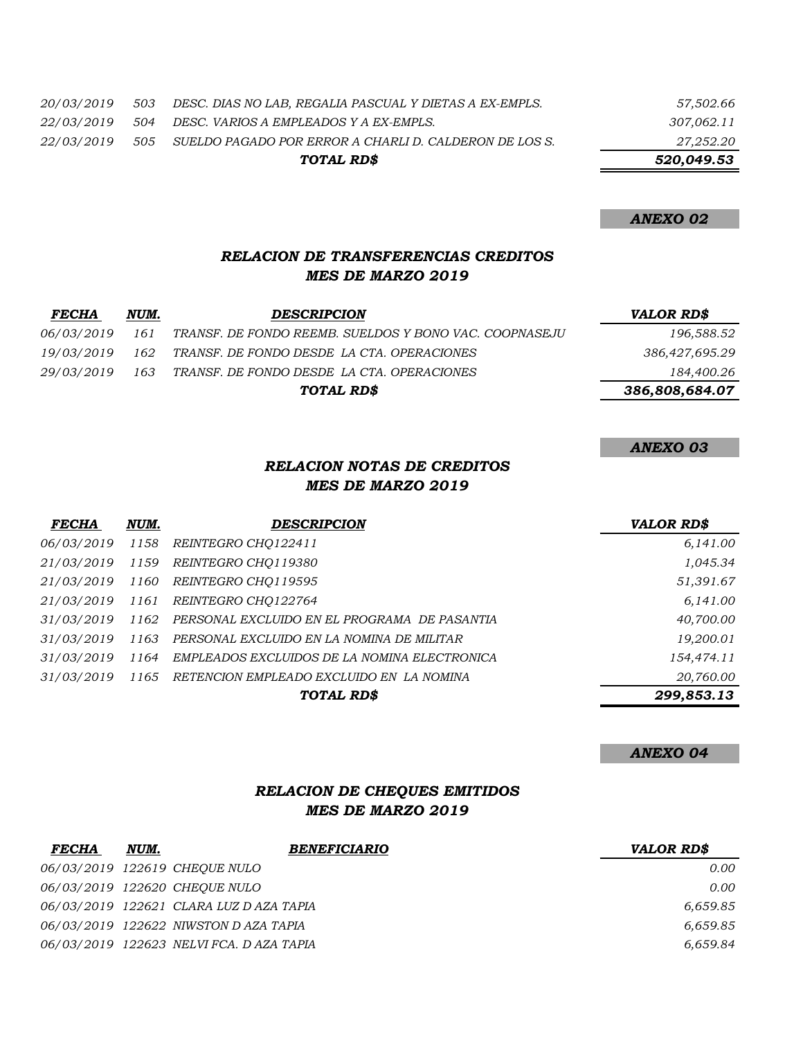| | | | |
|---|---|---|---|
| 20/03/2019 | 503 | DESC. DIAS NO LAB, REGALIA PASCUAL Y DIETAS A EX-EMPLS. | 57,502.66 |
| 22/03/2019 | 504 | DESC. VARIOS A EMPLEADOS Y A EX-EMPLS. | 307,062.11 |
| 22/03/2019 | 505 | SUELDO PAGADO POR ERROR A CHARLI D. CALDERON DE LOS S. | 27,252.20 |
| | | **TOTAL RD$** | **520,049.53** |

**ANEXO 02**

## RELACION DE TRANSFERENCIAS CREDITOS
## MES DE MARZO 2019

| FECHA | NUM. | DESCRIPCION | VALOR RD$ |
|---|---|---|---|
| 06/03/2019 | 161 | TRANSF. DE FONDO REEMB. SUELDOS Y BONO VAC. COOPNASEJU | 196,588.52 |
| 19/03/2019 | 162 | TRANSF. DE FONDO DESDE LA CTA. OPERACIONES | 386,427,695.29 |
| 29/03/2019 | 163 | TRANSF. DE FONDO DESDE LA CTA. OPERACIONES | 184,400.26 |
| | | **TOTAL RD$** | **386,808,684.07** |

**ANEXO 03**

## RELACION NOTAS DE CREDITOS
## MES DE MARZO 2019

| FECHA | NUM. | DESCRIPCION | VALOR RD$ |
|---|---|---|---|
| 06/03/2019 | 1158 | REINTEGRO CHQ122411 | 6,141.00 |
| 21/03/2019 | 1159 | REINTEGRO CHQ119380 | 1,045.34 |
| 21/03/2019 | 1160 | REINTEGRO CHQ119595 | 51,391.67 |
| 21/03/2019 | 1161 | REINTEGRO CHQ122764 | 6,141.00 |
| 31/03/2019 | 1162 | PERSONAL EXCLUIDO EN EL PROGRAMA DE PASANTIA | 40,700.00 |
| 31/03/2019 | 1163 | PERSONAL EXCLUIDO EN LA NOMINA DE MILITAR | 19,200.01 |
| 31/03/2019 | 1164 | EMPLEADOS EXCLUIDOS DE LA NOMINA ELECTRONICA | 154,474.11 |
| 31/03/2019 | 1165 | RETENCION EMPLEADO EXCLUIDO EN LA NOMINA | 20,760.00 |
| | | **TOTAL RD$** | **299,853.13** |

**ANEXO 04**

## RELACION DE CHEQUES EMITIDOS
## MES DE MARZO 2019

| FECHA | NUM. | BENEFICIARIO | VALOR RD$ |
|---|---|---|---|
| 06/03/2019 | 122619 | CHEQUE NULO | 0.00 |
| 06/03/2019 | 122620 | CHEQUE NULO | 0.00 |
| 06/03/2019 | 122621 | CLARA LUZ D AZA TAPIA | 6,659.85 |
| 06/03/2019 | 122622 | NIWSTON D AZA TAPIA | 6,659.85 |
| 06/03/2019 | 122623 | NELVI FCA. D AZA TAPIA | 6,659.84 |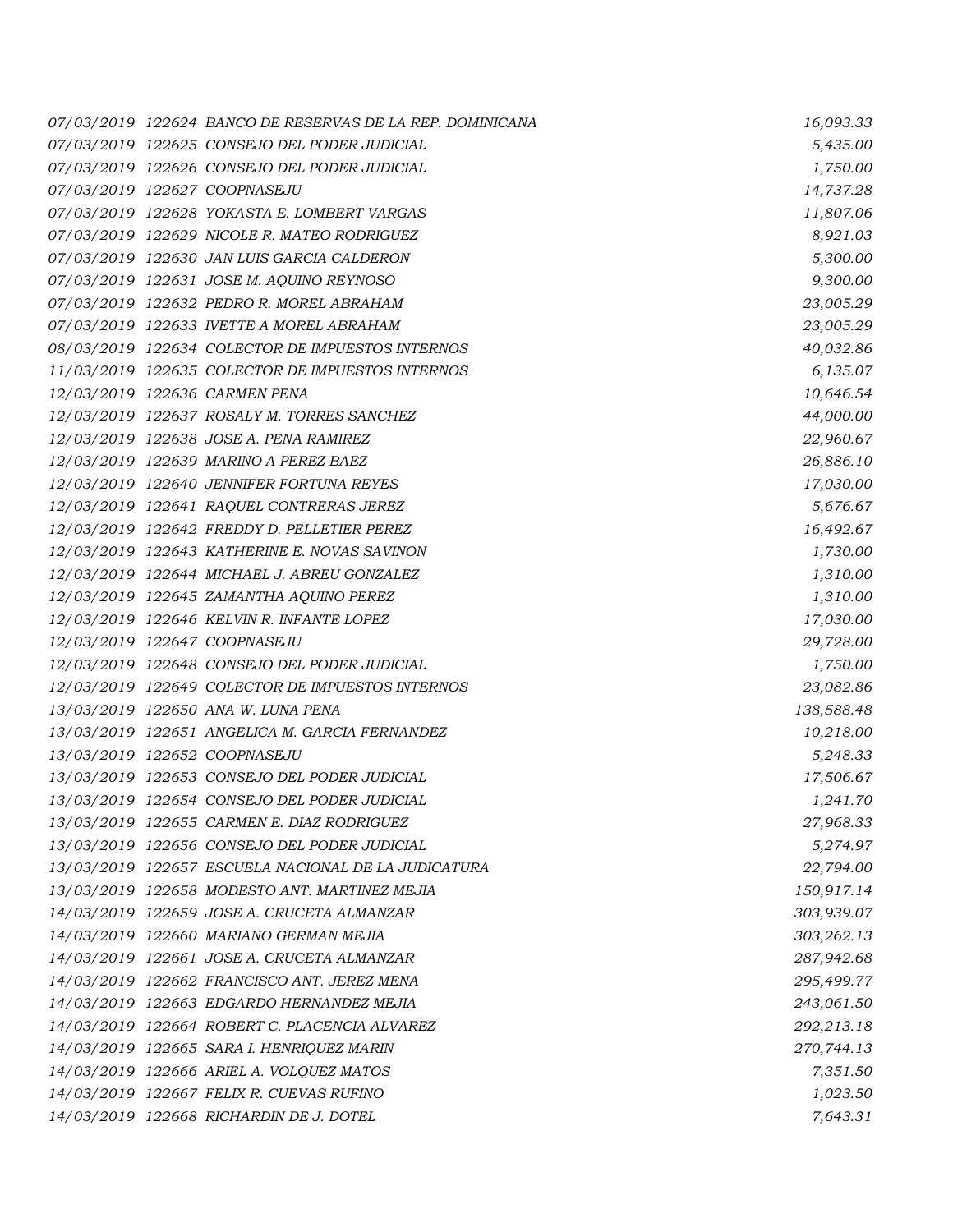| | | | |
|---|---|---|---|
| 07/03/2019 | 122624 | BANCO DE RESERVAS DE LA REP. DOMINICANA | 16,093.33 |
| 07/03/2019 | 122625 | CONSEJO DEL PODER JUDICIAL | 5,435.00 |
| 07/03/2019 | 122626 | CONSEJO DEL PODER JUDICIAL | 1,750.00 |
| 07/03/2019 | 122627 | COOPNASEJU | 14,737.28 |
| 07/03/2019 | 122628 | YOKASTA E. LOMBERT VARGAS | 11,807.06 |
| 07/03/2019 | 122629 | NICOLE R. MATEO RODRIGUEZ | 8,921.03 |
| 07/03/2019 | 122630 | JAN LUIS GARCIA CALDERON | 5,300.00 |
| 07/03/2019 | 122631 | JOSE M. AQUINO REYNOSO | 9,300.00 |
| 07/03/2019 | 122632 | PEDRO R. MOREL ABRAHAM | 23,005.29 |
| 07/03/2019 | 122633 | IVETTE A MOREL ABRAHAM | 23,005.29 |
| 08/03/2019 | 122634 | COLECTOR DE IMPUESTOS INTERNOS | 40,032.86 |
| 11/03/2019 | 122635 | COLECTOR DE IMPUESTOS INTERNOS | 6,135.07 |
| 12/03/2019 | 122636 | CARMEN PENA | 10,646.54 |
| 12/03/2019 | 122637 | ROSALY M. TORRES SANCHEZ | 44,000.00 |
| 12/03/2019 | 122638 | JOSE A. PENA RAMIREZ | 22,960.67 |
| 12/03/2019 | 122639 | MARINO A PEREZ BAEZ | 26,886.10 |
| 12/03/2019 | 122640 | JENNIFER FORTUNA REYES | 17,030.00 |
| 12/03/2019 | 122641 | RAQUEL CONTRERAS JEREZ | 5,676.67 |
| 12/03/2019 | 122642 | FREDDY D. PELLETIER PEREZ | 16,492.67 |
| 12/03/2019 | 122643 | KATHERINE E. NOVAS SAVIÑON | 1,730.00 |
| 12/03/2019 | 122644 | MICHAEL J. ABREU GONZALEZ | 1,310.00 |
| 12/03/2019 | 122645 | ZAMANTHA AQUINO PEREZ | 1,310.00 |
| 12/03/2019 | 122646 | KELVIN R. INFANTE LOPEZ | 17,030.00 |
| 12/03/2019 | 122647 | COOPNASEJU | 29,728.00 |
| 12/03/2019 | 122648 | CONSEJO DEL PODER JUDICIAL | 1,750.00 |
| 12/03/2019 | 122649 | COLECTOR DE IMPUESTOS INTERNOS | 23,082.86 |
| 13/03/2019 | 122650 | ANA W. LUNA PENA | 138,588.48 |
| 13/03/2019 | 122651 | ANGELICA M. GARCIA FERNANDEZ | 10,218.00 |
| 13/03/2019 | 122652 | COOPNASEJU | 5,248.33 |
| 13/03/2019 | 122653 | CONSEJO DEL PODER JUDICIAL | 17,506.67 |
| 13/03/2019 | 122654 | CONSEJO DEL PODER JUDICIAL | 1,241.70 |
| 13/03/2019 | 122655 | CARMEN E. DIAZ RODRIGUEZ | 27,968.33 |
| 13/03/2019 | 122656 | CONSEJO DEL PODER JUDICIAL | 5,274.97 |
| 13/03/2019 | 122657 | ESCUELA NACIONAL DE LA JUDICATURA | 22,794.00 |
| 13/03/2019 | 122658 | MODESTO ANT. MARTINEZ MEJIA | 150,917.14 |
| 14/03/2019 | 122659 | JOSE A. CRUCETA ALMANZAR | 303,939.07 |
| 14/03/2019 | 122660 | MARIANO GERMAN MEJIA | 303,262.13 |
| 14/03/2019 | 122661 | JOSE A. CRUCETA ALMANZAR | 287,942.68 |
| 14/03/2019 | 122662 | FRANCISCO ANT. JEREZ MENA | 295,499.77 |
| 14/03/2019 | 122663 | EDGARDO HERNANDEZ MEJIA | 243,061.50 |
| 14/03/2019 | 122664 | ROBERT C. PLACENCIA ALVAREZ | 292,213.18 |
| 14/03/2019 | 122665 | SARA I. HENRIQUEZ MARIN | 270,744.13 |
| 14/03/2019 | 122666 | ARIEL A. VOLQUEZ MATOS | 7,351.50 |
| 14/03/2019 | 122667 | FELIX R. CUEVAS RUFINO | 1,023.50 |
| 14/03/2019 | 122668 | RICHARDIN DE J. DOTEL | 7,643.31 |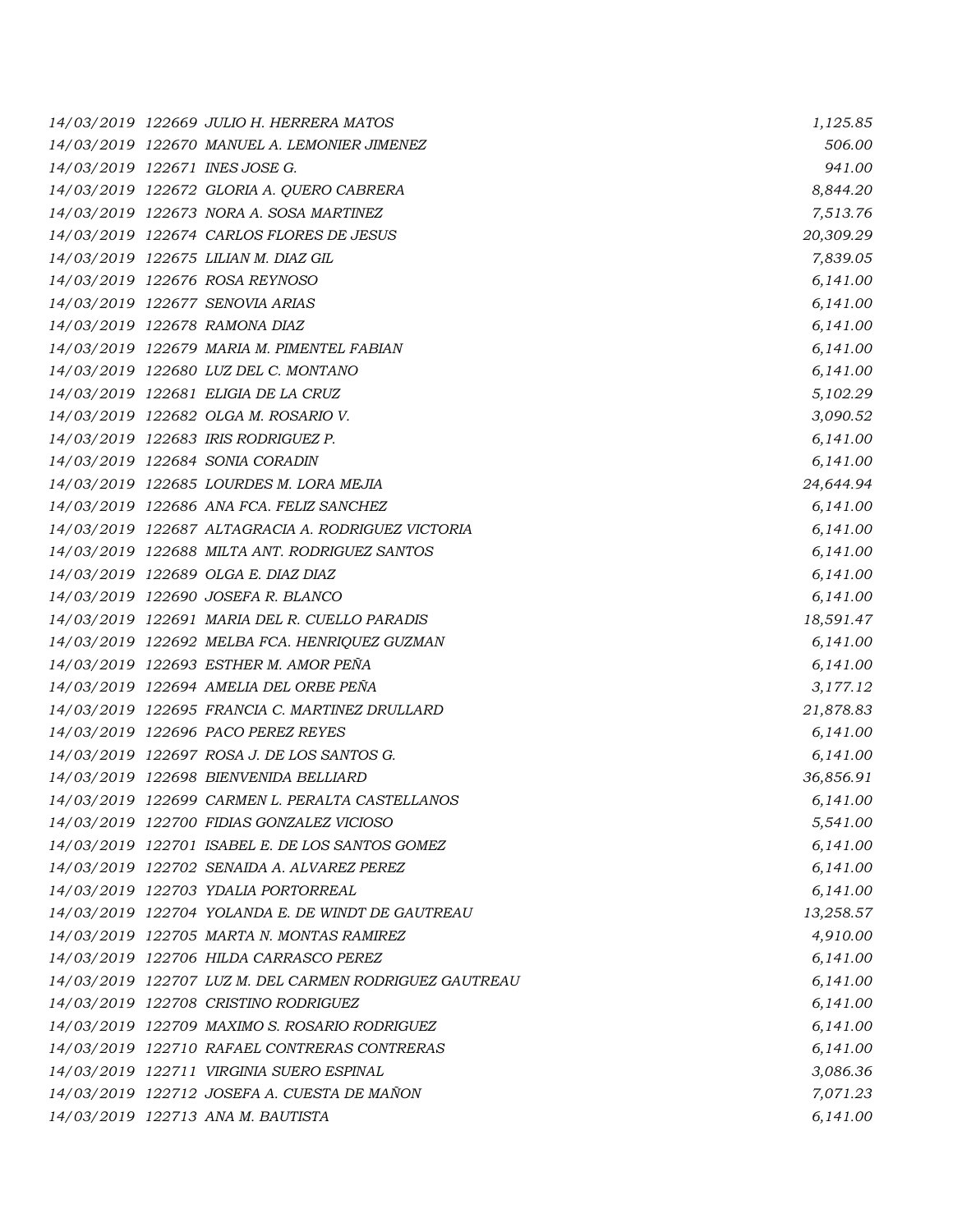| | | | |
|---|---|---|---|
| *14/03/2019* | *122669* | *JULIO H. HERRERA MATOS* | *1,125.85* |
| *14/03/2019* | *122670* | *MANUEL A. LEMONIER JIMENEZ* | *506.00* |
| *14/03/2019* | *122671* | *INES JOSE G.* | *941.00* |
| *14/03/2019* | *122672* | *GLORIA A. QUERO CABRERA* | *8,844.20* |
| *14/03/2019* | *122673* | *NORA A. SOSA MARTINEZ* | *7,513.76* |
| *14/03/2019* | *122674* | *CARLOS FLORES DE JESUS* | *20,309.29* |
| *14/03/2019* | *122675* | *LILIAN M. DIAZ GIL* | *7,839.05* |
| *14/03/2019* | *122676* | *ROSA REYNOSO* | *6,141.00* |
| *14/03/2019* | *122677* | *SENOVIA ARIAS* | *6,141.00* |
| *14/03/2019* | *122678* | *RAMONA DIAZ* | *6,141.00* |
| *14/03/2019* | *122679* | *MARIA M. PIMENTEL FABIAN* | *6,141.00* |
| *14/03/2019* | *122680* | *LUZ DEL C. MONTANO* | *6,141.00* |
| *14/03/2019* | *122681* | *ELIGIA DE LA CRUZ* | *5,102.29* |
| *14/03/2019* | *122682* | *OLGA M. ROSARIO V.* | *3,090.52* |
| *14/03/2019* | *122683* | *IRIS RODRIGUEZ P.* | *6,141.00* |
| *14/03/2019* | *122684* | *SONIA CORADIN* | *6,141.00* |
| *14/03/2019* | *122685* | *LOURDES M. LORA MEJIA* | *24,644.94* |
| *14/03/2019* | *122686* | *ANA FCA. FELIZ SANCHEZ* | *6,141.00* |
| *14/03/2019* | *122687* | *ALTAGRACIA A. RODRIGUEZ VICTORIA* | *6,141.00* |
| *14/03/2019* | *122688* | *MILTA ANT. RODRIGUEZ SANTOS* | *6,141.00* |
| *14/03/2019* | *122689* | *OLGA E. DIAZ DIAZ* | *6,141.00* |
| *14/03/2019* | *122690* | *JOSEFA R. BLANCO* | *6,141.00* |
| *14/03/2019* | *122691* | *MARIA DEL R. CUELLO PARADIS* | *18,591.47* |
| *14/03/2019* | *122692* | *MELBA FCA. HENRIQUEZ GUZMAN* | *6,141.00* |
| *14/03/2019* | *122693* | *ESTHER M. AMOR PEÑA* | *6,141.00* |
| *14/03/2019* | *122694* | *AMELIA DEL ORBE PEÑA* | *3,177.12* |
| *14/03/2019* | *122695* | *FRANCIA C. MARTINEZ DRULLARD* | *21,878.83* |
| *14/03/2019* | *122696* | *PACO PEREZ REYES* | *6,141.00* |
| *14/03/2019* | *122697* | *ROSA J. DE LOS SANTOS G.* | *6,141.00* |
| *14/03/2019* | *122698* | *BIENVENIDA BELLIARD* | *36,856.91* |
| *14/03/2019* | *122699* | *CARMEN L. PERALTA CASTELLANOS* | *6,141.00* |
| *14/03/2019* | *122700* | *FIDIAS GONZALEZ VICIOSO* | *5,541.00* |
| *14/03/2019* | *122701* | *ISABEL E. DE LOS SANTOS GOMEZ* | *6,141.00* |
| *14/03/2019* | *122702* | *SENAIDA A. ALVAREZ PEREZ* | *6,141.00* |
| *14/03/2019* | *122703* | *YDALIA PORTORREAL* | *6,141.00* |
| *14/03/2019* | *122704* | *YOLANDA E. DE WINDT DE GAUTREAU* | *13,258.57* |
| *14/03/2019* | *122705* | *MARTA N. MONTAS RAMIREZ* | *4,910.00* |
| *14/03/2019* | *122706* | *HILDA CARRASCO PEREZ* | *6,141.00* |
| *14/03/2019* | *122707* | *LUZ M. DEL CARMEN RODRIGUEZ GAUTREAU* | *6,141.00* |
| *14/03/2019* | *122708* | *CRISTINO RODRIGUEZ* | *6,141.00* |
| *14/03/2019* | *122709* | *MAXIMO S. ROSARIO RODRIGUEZ* | *6,141.00* |
| *14/03/2019* | *122710* | *RAFAEL CONTRERAS CONTRERAS* | *6,141.00* |
| *14/03/2019* | *122711* | *VIRGINIA SUERO ESPINAL* | *3,086.36* |
| *14/03/2019* | *122712* | *JOSEFA A. CUESTA DE MAÑON* | *7,071.23* |
| *14/03/2019* | *122713* | *ANA M. BAUTISTA* | *6,141.00* |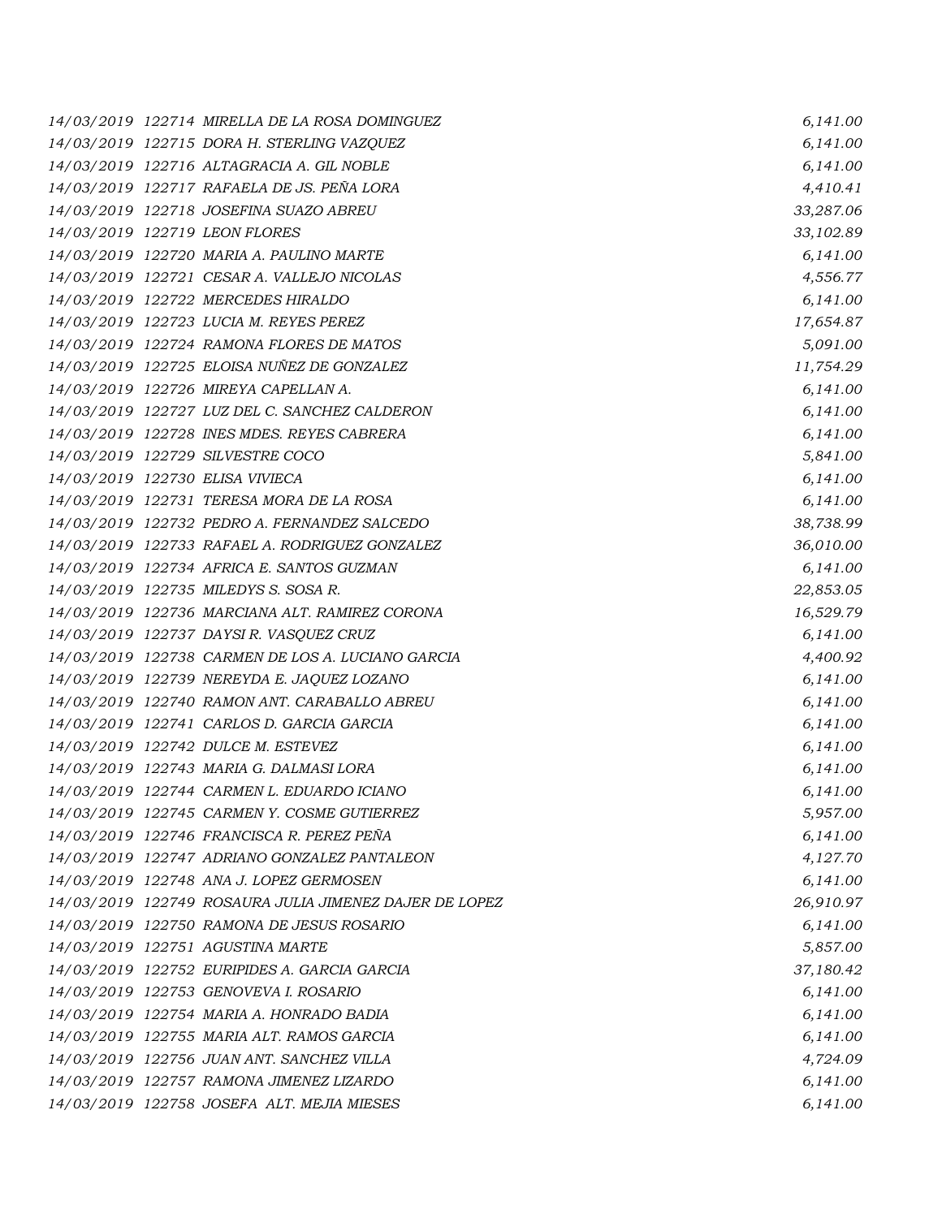| | | | |
|---|---|---|---|
| 14/03/2019 | 122714 | MIRELLA DE LA ROSA DOMINGUEZ | 6,141.00 |
| 14/03/2019 | 122715 | DORA H. STERLING VAZQUEZ | 6,141.00 |
| 14/03/2019 | 122716 | ALTAGRACIA A. GIL NOBLE | 6,141.00 |
| 14/03/2019 | 122717 | RAFAELA DE JS. PEÑA LORA | 4,410.41 |
| 14/03/2019 | 122718 | JOSEFINA SUAZO ABREU | 33,287.06 |
| 14/03/2019 | 122719 | LEON FLORES | 33,102.89 |
| 14/03/2019 | 122720 | MARIA A. PAULINO MARTE | 6,141.00 |
| 14/03/2019 | 122721 | CESAR A. VALLEJO NICOLAS | 4,556.77 |
| 14/03/2019 | 122722 | MERCEDES HIRALDO | 6,141.00 |
| 14/03/2019 | 122723 | LUCIA M. REYES PEREZ | 17,654.87 |
| 14/03/2019 | 122724 | RAMONA FLORES DE MATOS | 5,091.00 |
| 14/03/2019 | 122725 | ELOISA NUÑEZ DE GONZALEZ | 11,754.29 |
| 14/03/2019 | 122726 | MIREYA CAPELLAN A. | 6,141.00 |
| 14/03/2019 | 122727 | LUZ DEL C. SANCHEZ CALDERON | 6,141.00 |
| 14/03/2019 | 122728 | INES MDES. REYES CABRERA | 6,141.00 |
| 14/03/2019 | 122729 | SILVESTRE COCO | 5,841.00 |
| 14/03/2019 | 122730 | ELISA VIVIECA | 6,141.00 |
| 14/03/2019 | 122731 | TERESA MORA DE LA ROSA | 6,141.00 |
| 14/03/2019 | 122732 | PEDRO A. FERNANDEZ SALCEDO | 38,738.99 |
| 14/03/2019 | 122733 | RAFAEL A. RODRIGUEZ GONZALEZ | 36,010.00 |
| 14/03/2019 | 122734 | AFRICA E. SANTOS GUZMAN | 6,141.00 |
| 14/03/2019 | 122735 | MILEDYS S. SOSA R. | 22,853.05 |
| 14/03/2019 | 122736 | MARCIANA ALT. RAMIREZ CORONA | 16,529.79 |
| 14/03/2019 | 122737 | DAYSI R. VASQUEZ CRUZ | 6,141.00 |
| 14/03/2019 | 122738 | CARMEN DE LOS A. LUCIANO GARCIA | 4,400.92 |
| 14/03/2019 | 122739 | NEREYDA E. JAQUEZ LOZANO | 6,141.00 |
| 14/03/2019 | 122740 | RAMON ANT. CARABALLO ABREU | 6,141.00 |
| 14/03/2019 | 122741 | CARLOS D. GARCIA GARCIA | 6,141.00 |
| 14/03/2019 | 122742 | DULCE M. ESTEVEZ | 6,141.00 |
| 14/03/2019 | 122743 | MARIA G. DALMASI LORA | 6,141.00 |
| 14/03/2019 | 122744 | CARMEN L. EDUARDO ICIANO | 6,141.00 |
| 14/03/2019 | 122745 | CARMEN Y. COSME GUTIERREZ | 5,957.00 |
| 14/03/2019 | 122746 | FRANCISCA R. PEREZ PEÑA | 6,141.00 |
| 14/03/2019 | 122747 | ADRIANO GONZALEZ PANTALEON | 4,127.70 |
| 14/03/2019 | 122748 | ANA J. LOPEZ GERMOSEN | 6,141.00 |
| 14/03/2019 | 122749 | ROSAURA JULIA JIMENEZ DAJER DE LOPEZ | 26,910.97 |
| 14/03/2019 | 122750 | RAMONA DE JESUS ROSARIO | 6,141.00 |
| 14/03/2019 | 122751 | AGUSTINA MARTE | 5,857.00 |
| 14/03/2019 | 122752 | EURIPIDES A. GARCIA GARCIA | 37,180.42 |
| 14/03/2019 | 122753 | GENOVEVA I. ROSARIO | 6,141.00 |
| 14/03/2019 | 122754 | MARIA A. HONRADO BADIA | 6,141.00 |
| 14/03/2019 | 122755 | MARIA ALT. RAMOS GARCIA | 6,141.00 |
| 14/03/2019 | 122756 | JUAN ANT. SANCHEZ VILLA | 4,724.09 |
| 14/03/2019 | 122757 | RAMONA JIMENEZ LIZARDO | 6,141.00 |
| 14/03/2019 | 122758 | JOSEFA ALT. MEJIA MIESES | 6,141.00 |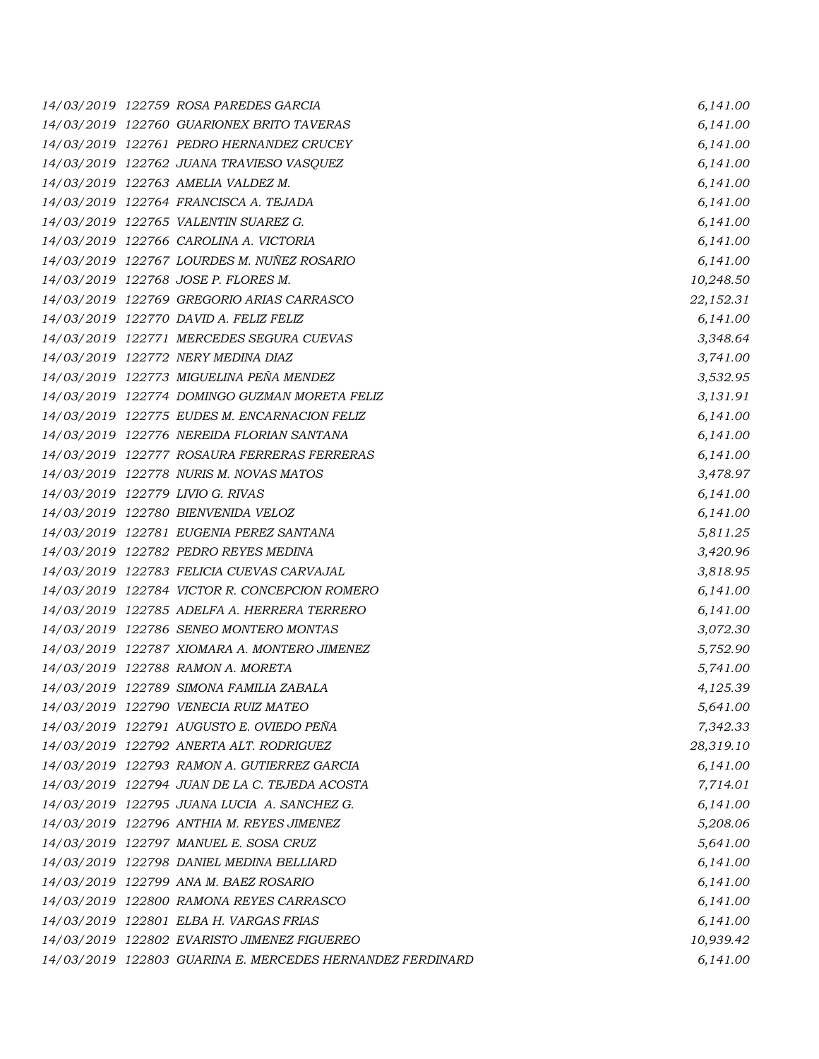| | | | |
|---|---|---|---|
| *14/03/2019* | *122759* | *ROSA PAREDES GARCIA* | *6,141.00* |
| *14/03/2019* | *122760* | *GUARIONEX BRITO TAVERAS* | *6,141.00* |
| *14/03/2019* | *122761* | *PEDRO HERNANDEZ CRUCEY* | *6,141.00* |
| *14/03/2019* | *122762* | *JUANA TRAVIESO VASQUEZ* | *6,141.00* |
| *14/03/2019* | *122763* | *AMELIA VALDEZ M.* | *6,141.00* |
| *14/03/2019* | *122764* | *FRANCISCA A. TEJADA* | *6,141.00* |
| *14/03/2019* | *122765* | *VALENTIN SUAREZ G.* | *6,141.00* |
| *14/03/2019* | *122766* | *CAROLINA A. VICTORIA* | *6,141.00* |
| *14/03/2019* | *122767* | *LOURDES M. NUÑEZ ROSARIO* | *6,141.00* |
| *14/03/2019* | *122768* | *JOSE P. FLORES M.* | *10,248.50* |
| *14/03/2019* | *122769* | *GREGORIO ARIAS CARRASCO* | *22,152.31* |
| *14/03/2019* | *122770* | *DAVID A. FELIZ FELIZ* | *6,141.00* |
| *14/03/2019* | *122771* | *MERCEDES SEGURA CUEVAS* | *3,348.64* |
| *14/03/2019* | *122772* | *NERY MEDINA DIAZ* | *3,741.00* |
| *14/03/2019* | *122773* | *MIGUELINA PEÑA MENDEZ* | *3,532.95* |
| *14/03/2019* | *122774* | *DOMINGO GUZMAN MORETA FELIZ* | *3,131.91* |
| *14/03/2019* | *122775* | *EUDES M. ENCARNACION FELIZ* | *6,141.00* |
| *14/03/2019* | *122776* | *NEREIDA FLORIAN SANTANA* | *6,141.00* |
| *14/03/2019* | *122777* | *ROSAURA FERRERAS FERRERAS* | *6,141.00* |
| *14/03/2019* | *122778* | *NURIS M. NOVAS MATOS* | *3,478.97* |
| *14/03/2019* | *122779* | *LIVIO G. RIVAS* | *6,141.00* |
| *14/03/2019* | *122780* | *BIENVENIDA VELOZ* | *6,141.00* |
| *14/03/2019* | *122781* | *EUGENIA PEREZ SANTANA* | *5,811.25* |
| *14/03/2019* | *122782* | *PEDRO REYES MEDINA* | *3,420.96* |
| *14/03/2019* | *122783* | *FELICIA CUEVAS CARVAJAL* | *3,818.95* |
| *14/03/2019* | *122784* | *VICTOR R. CONCEPCION ROMERO* | *6,141.00* |
| *14/03/2019* | *122785* | *ADELFA A. HERRERA TERRERO* | *6,141.00* |
| *14/03/2019* | *122786* | *SENEO MONTERO MONTAS* | *3,072.30* |
| *14/03/2019* | *122787* | *XIOMARA A. MONTERO JIMENEZ* | *5,752.90* |
| *14/03/2019* | *122788* | *RAMON A. MORETA* | *5,741.00* |
| *14/03/2019* | *122789* | *SIMONA FAMILIA ZABALA* | *4,125.39* |
| *14/03/2019* | *122790* | *VENECIA RUIZ MATEO* | *5,641.00* |
| *14/03/2019* | *122791* | *AUGUSTO E. OVIEDO PEÑA* | *7,342.33* |
| *14/03/2019* | *122792* | *ANERTA ALT. RODRIGUEZ* | *28,319.10* |
| *14/03/2019* | *122793* | *RAMON A. GUTIERREZ GARCIA* | *6,141.00* |
| *14/03/2019* | *122794* | *JUAN DE LA C. TEJEDA ACOSTA* | *7,714.01* |
| *14/03/2019* | *122795* | *JUANA LUCIA A. SANCHEZ G.* | *6,141.00* |
| *14/03/2019* | *122796* | *ANTHIA M. REYES JIMENEZ* | *5,208.06* |
| *14/03/2019* | *122797* | *MANUEL E. SOSA CRUZ* | *5,641.00* |
| *14/03/2019* | *122798* | *DANIEL MEDINA BELLIARD* | *6,141.00* |
| *14/03/2019* | *122799* | *ANA M. BAEZ ROSARIO* | *6,141.00* |
| *14/03/2019* | *122800* | *RAMONA REYES CARRASCO* | *6,141.00* |
| *14/03/2019* | *122801* | *ELBA H. VARGAS FRIAS* | *6,141.00* |
| *14/03/2019* | *122802* | *EVARISTO JIMENEZ FIGUEREO* | *10,939.42* |
| *14/03/2019* | *122803* | *GUARINA E. MERCEDES HERNANDEZ FERDINARD* | *6,141.00* |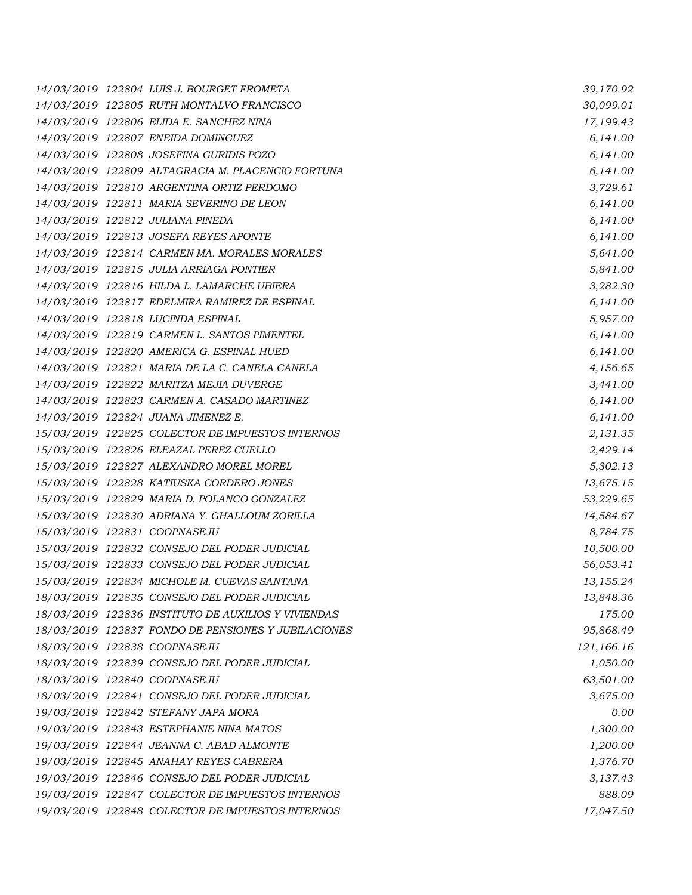| | | | |
|---|---|---|---|
| 14/03/2019 | 122804 | LUIS J. BOURGET FROMETA | 39,170.92 |
| 14/03/2019 | 122805 | RUTH MONTALVO FRANCISCO | 30,099.01 |
| 14/03/2019 | 122806 | ELIDA E. SANCHEZ NINA | 17,199.43 |
| 14/03/2019 | 122807 | ENEIDA DOMINGUEZ | 6,141.00 |
| 14/03/2019 | 122808 | JOSEFINA GURIDIS POZO | 6,141.00 |
| 14/03/2019 | 122809 | ALTAGRACIA M. PLACENCIO FORTUNA | 6,141.00 |
| 14/03/2019 | 122810 | ARGENTINA ORTIZ PERDOMO | 3,729.61 |
| 14/03/2019 | 122811 | MARIA SEVERINO DE LEON | 6,141.00 |
| 14/03/2019 | 122812 | JULIANA PINEDA | 6,141.00 |
| 14/03/2019 | 122813 | JOSEFA REYES APONTE | 6,141.00 |
| 14/03/2019 | 122814 | CARMEN MA. MORALES MORALES | 5,641.00 |
| 14/03/2019 | 122815 | JULIA ARRIAGA PONTIER | 5,841.00 |
| 14/03/2019 | 122816 | HILDA L. LAMARCHE UBIERA | 3,282.30 |
| 14/03/2019 | 122817 | EDELMIRA RAMIREZ DE ESPINAL | 6,141.00 |
| 14/03/2019 | 122818 | LUCINDA ESPINAL | 5,957.00 |
| 14/03/2019 | 122819 | CARMEN L. SANTOS PIMENTEL | 6,141.00 |
| 14/03/2019 | 122820 | AMERICA G. ESPINAL HUED | 6,141.00 |
| 14/03/2019 | 122821 | MARIA DE LA C. CANELA CANELA | 4,156.65 |
| 14/03/2019 | 122822 | MARITZA MEJIA DUVERGE | 3,441.00 |
| 14/03/2019 | 122823 | CARMEN A. CASADO MARTINEZ | 6,141.00 |
| 14/03/2019 | 122824 | JUANA JIMENEZ E. | 6,141.00 |
| 15/03/2019 | 122825 | COLECTOR DE IMPUESTOS INTERNOS | 2,131.35 |
| 15/03/2019 | 122826 | ELEAZAL PEREZ CUELLO | 2,429.14 |
| 15/03/2019 | 122827 | ALEXANDRO MOREL MOREL | 5,302.13 |
| 15/03/2019 | 122828 | KATIUSKA CORDERO JONES | 13,675.15 |
| 15/03/2019 | 122829 | MARIA D. POLANCO GONZALEZ | 53,229.65 |
| 15/03/2019 | 122830 | ADRIANA Y. GHALLOUM ZORILLA | 14,584.67 |
| 15/03/2019 | 122831 | COOPNASEJU | 8,784.75 |
| 15/03/2019 | 122832 | CONSEJO DEL PODER JUDICIAL | 10,500.00 |
| 15/03/2019 | 122833 | CONSEJO DEL PODER JUDICIAL | 56,053.41 |
| 15/03/2019 | 122834 | MICHOLE M. CUEVAS SANTANA | 13,155.24 |
| 18/03/2019 | 122835 | CONSEJO DEL PODER JUDICIAL | 13,848.36 |
| 18/03/2019 | 122836 | INSTITUTO DE AUXILIOS Y VIVIENDAS | 175.00 |
| 18/03/2019 | 122837 | FONDO DE PENSIONES Y JUBILACIONES | 95,868.49 |
| 18/03/2019 | 122838 | COOPNASEJU | 121,166.16 |
| 18/03/2019 | 122839 | CONSEJO DEL PODER JUDICIAL | 1,050.00 |
| 18/03/2019 | 122840 | COOPNASEJU | 63,501.00 |
| 18/03/2019 | 122841 | CONSEJO DEL PODER JUDICIAL | 3,675.00 |
| 19/03/2019 | 122842 | STEFANY JAPA MORA | 0.00 |
| 19/03/2019 | 122843 | ESTEPHANIE NINA MATOS | 1,300.00 |
| 19/03/2019 | 122844 | JEANNA C. ABAD ALMONTE | 1,200.00 |
| 19/03/2019 | 122845 | ANAHAY REYES CABRERA | 1,376.70 |
| 19/03/2019 | 122846 | CONSEJO DEL PODER JUDICIAL | 3,137.43 |
| 19/03/2019 | 122847 | COLECTOR DE IMPUESTOS INTERNOS | 888.09 |
| 19/03/2019 | 122848 | COLECTOR DE IMPUESTOS INTERNOS | 17,047.50 |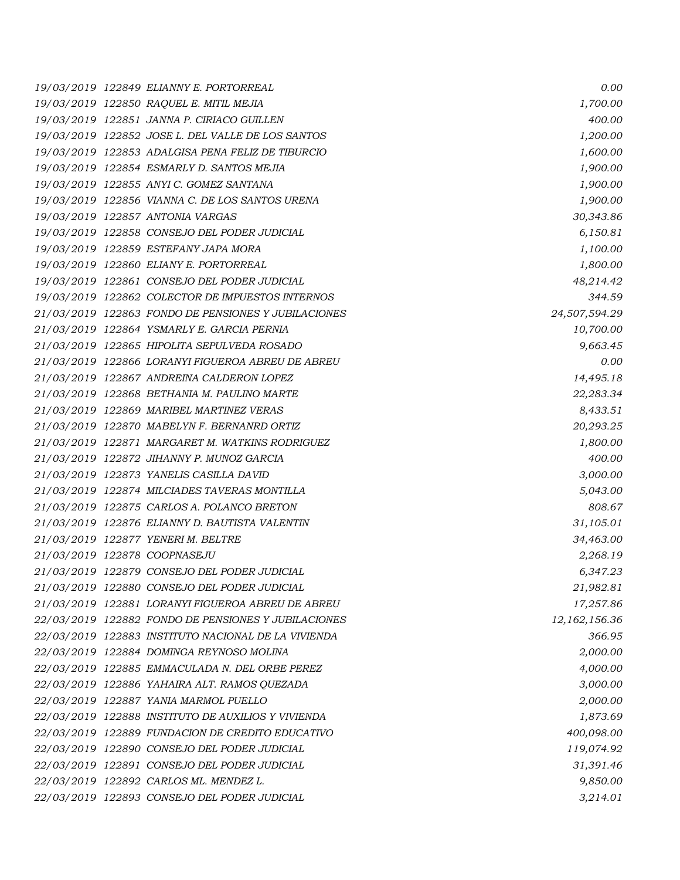| | | | |
|---|---|---|---|
| 19/03/2019 | 122849 | ELIANNY E. PORTORREAL | 0.00 |
| 19/03/2019 | 122850 | RAQUEL E. MITIL MEJIA | 1,700.00 |
| 19/03/2019 | 122851 | JANNA P. CIRIACO GUILLEN | 400.00 |
| 19/03/2019 | 122852 | JOSE L. DEL VALLE DE LOS SANTOS | 1,200.00 |
| 19/03/2019 | 122853 | ADALGISA PENA FELIZ DE TIBURCIO | 1,600.00 |
| 19/03/2019 | 122854 | ESMARLY D. SANTOS MEJIA | 1,900.00 |
| 19/03/2019 | 122855 | ANYI C. GOMEZ SANTANA | 1,900.00 |
| 19/03/2019 | 122856 | VIANNA C. DE LOS SANTOS URENA | 1,900.00 |
| 19/03/2019 | 122857 | ANTONIA VARGAS | 30,343.86 |
| 19/03/2019 | 122858 | CONSEJO DEL PODER JUDICIAL | 6,150.81 |
| 19/03/2019 | 122859 | ESTEFANY JAPA MORA | 1,100.00 |
| 19/03/2019 | 122860 | ELIANY E. PORTORREAL | 1,800.00 |
| 19/03/2019 | 122861 | CONSEJO DEL PODER JUDICIAL | 48,214.42 |
| 19/03/2019 | 122862 | COLECTOR DE IMPUESTOS INTERNOS | 344.59 |
| 21/03/2019 | 122863 | FONDO DE PENSIONES Y JUBILACIONES | 24,507,594.29 |
| 21/03/2019 | 122864 | YSMARLY E. GARCIA PERNIA | 10,700.00 |
| 21/03/2019 | 122865 | HIPOLITA SEPULVEDA ROSADO | 9,663.45 |
| 21/03/2019 | 122866 | LORANYI FIGUEROA ABREU DE ABREU | 0.00 |
| 21/03/2019 | 122867 | ANDREINA CALDERON LOPEZ | 14,495.18 |
| 21/03/2019 | 122868 | BETHANIA M. PAULINO MARTE | 22,283.34 |
| 21/03/2019 | 122869 | MARIBEL MARTINEZ VERAS | 8,433.51 |
| 21/03/2019 | 122870 | MABELYN F. BERNANRD ORTIZ | 20,293.25 |
| 21/03/2019 | 122871 | MARGARET M. WATKINS RODRIGUEZ | 1,800.00 |
| 21/03/2019 | 122872 | JIHANNY P. MUNOZ GARCIA | 400.00 |
| 21/03/2019 | 122873 | YANELIS CASILLA DAVID | 3,000.00 |
| 21/03/2019 | 122874 | MILCIADES TAVERAS MONTILLA | 5,043.00 |
| 21/03/2019 | 122875 | CARLOS A. POLANCO BRETON | 808.67 |
| 21/03/2019 | 122876 | ELIANNY D. BAUTISTA VALENTIN | 31,105.01 |
| 21/03/2019 | 122877 | YENERI M. BELTRE | 34,463.00 |
| 21/03/2019 | 122878 | COOPNASEJU | 2,268.19 |
| 21/03/2019 | 122879 | CONSEJO DEL PODER JUDICIAL | 6,347.23 |
| 21/03/2019 | 122880 | CONSEJO DEL PODER JUDICIAL | 21,982.81 |
| 21/03/2019 | 122881 | LORANYI FIGUEROA ABREU DE ABREU | 17,257.86 |
| 22/03/2019 | 122882 | FONDO DE PENSIONES Y JUBILACIONES | 12,162,156.36 |
| 22/03/2019 | 122883 | INSTITUTO NACIONAL DE LA VIVIENDA | 366.95 |
| 22/03/2019 | 122884 | DOMINGA REYNOSO MOLINA | 2,000.00 |
| 22/03/2019 | 122885 | EMMACULADA N. DEL ORBE PEREZ | 4,000.00 |
| 22/03/2019 | 122886 | YAHAIRA ALT. RAMOS QUEZADA | 3,000.00 |
| 22/03/2019 | 122887 | YANIA MARMOL PUELLO | 2,000.00 |
| 22/03/2019 | 122888 | INSTITUTO DE AUXILIOS Y VIVIENDA | 1,873.69 |
| 22/03/2019 | 122889 | FUNDACION DE CREDITO EDUCATIVO | 400,098.00 |
| 22/03/2019 | 122890 | CONSEJO DEL PODER JUDICIAL | 119,074.92 |
| 22/03/2019 | 122891 | CONSEJO DEL PODER JUDICIAL | 31,391.46 |
| 22/03/2019 | 122892 | CARLOS ML. MENDEZ L. | 9,850.00 |
| 22/03/2019 | 122893 | CONSEJO DEL PODER JUDICIAL | 3,214.01 |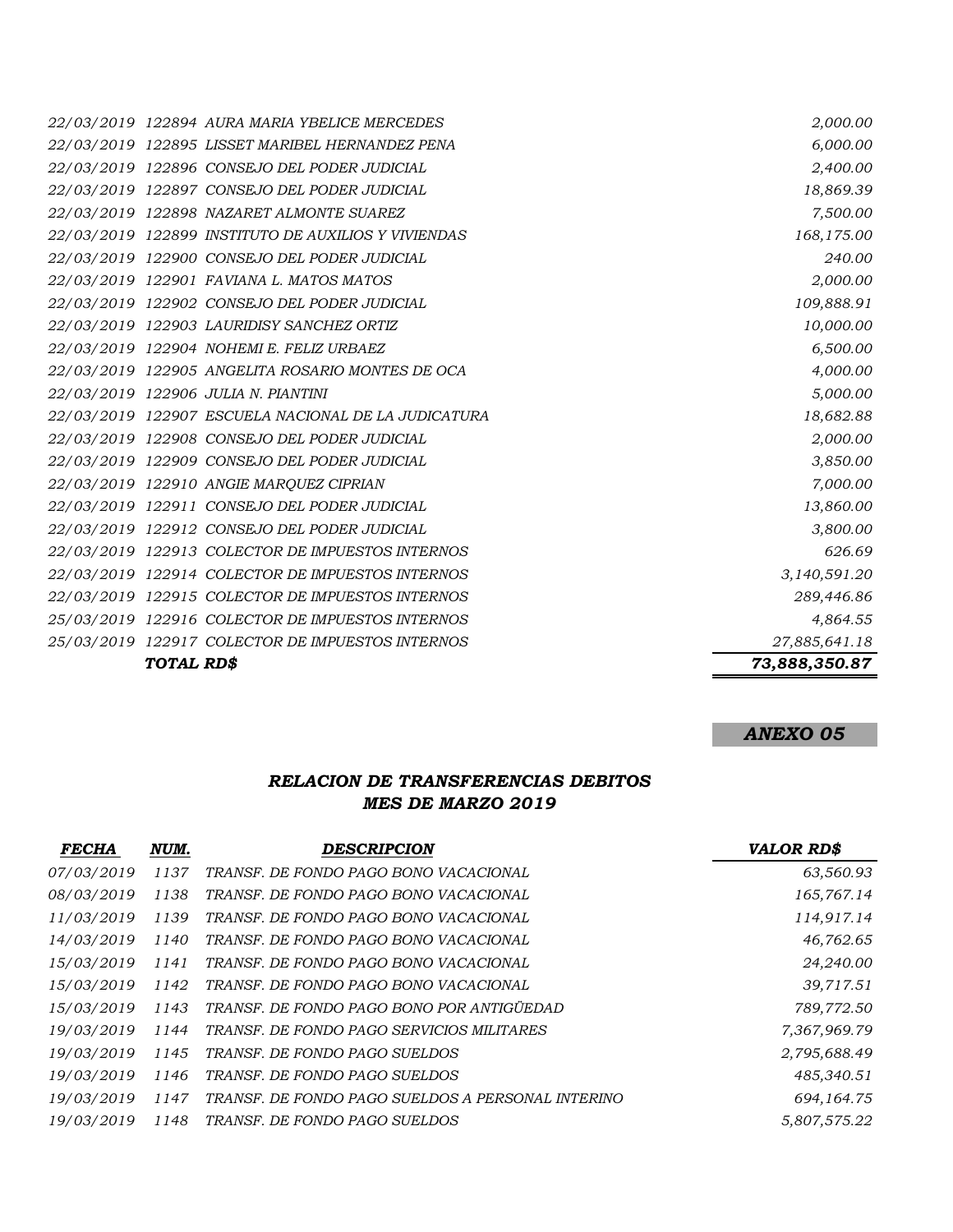| | | | |
|---|---|---|---|
| 22/03/2019 | 122894 | AURA MARIA YBELICE MERCEDES | 2,000.00 |
| 22/03/2019 | 122895 | LISSET MARIBEL HERNANDEZ PENA | 6,000.00 |
| 22/03/2019 | 122896 | CONSEJO DEL PODER JUDICIAL | 2,400.00 |
| 22/03/2019 | 122897 | CONSEJO DEL PODER JUDICIAL | 18,869.39 |
| 22/03/2019 | 122898 | NAZARET ALMONTE SUAREZ | 7,500.00 |
| 22/03/2019 | 122899 | INSTITUTO DE AUXILIOS Y VIVIENDAS | 168,175.00 |
| 22/03/2019 | 122900 | CONSEJO DEL PODER JUDICIAL | 240.00 |
| 22/03/2019 | 122901 | FAVIANA L. MATOS MATOS | 2,000.00 |
| 22/03/2019 | 122902 | CONSEJO DEL PODER JUDICIAL | 109,888.91 |
| 22/03/2019 | 122903 | LAURIDISY SANCHEZ ORTIZ | 10,000.00 |
| 22/03/2019 | 122904 | NOHEMI E. FELIZ URBAEZ | 6,500.00 |
| 22/03/2019 | 122905 | ANGELITA ROSARIO MONTES DE OCA | 4,000.00 |
| 22/03/2019 | 122906 | JULIA N. PIANTINI | 5,000.00 |
| 22/03/2019 | 122907 | ESCUELA NACIONAL DE LA JUDICATURA | 18,682.88 |
| 22/03/2019 | 122908 | CONSEJO DEL PODER JUDICIAL | 2,000.00 |
| 22/03/2019 | 122909 | CONSEJO DEL PODER JUDICIAL | 3,850.00 |
| 22/03/2019 | 122910 | ANGIE MARQUEZ CIPRIAN | 7,000.00 |
| 22/03/2019 | 122911 | CONSEJO DEL PODER JUDICIAL | 13,860.00 |
| 22/03/2019 | 122912 | CONSEJO DEL PODER JUDICIAL | 3,800.00 |
| 22/03/2019 | 122913 | COLECTOR DE IMPUESTOS INTERNOS | 626.69 |
| 22/03/2019 | 122914 | COLECTOR DE IMPUESTOS INTERNOS | 3,140,591.20 |
| 22/03/2019 | 122915 | COLECTOR DE IMPUESTOS INTERNOS | 289,446.86 |
| 25/03/2019 | 122916 | COLECTOR DE IMPUESTOS INTERNOS | 4,864.55 |
| 25/03/2019 | 122917 | COLECTOR DE IMPUESTOS INTERNOS | 27,885,641.18 |
| | **TOTAL RD$** | | **73,888,350.87** |

***ANEXO 05***

## *RELACION DE TRANSFERENCIAS DEBITOS*
## *MES DE MARZO 2019*

| *FECHA* | *NUM.* | *DESCRIPCION* | *VALOR RD$* |
|---|---|---|---|
| 07/03/2019 | 1137 | TRANSF. DE FONDO PAGO BONO VACACIONAL | 63,560.93 |
| 08/03/2019 | 1138 | TRANSF. DE FONDO PAGO BONO VACACIONAL | 165,767.14 |
| 11/03/2019 | 1139 | TRANSF. DE FONDO PAGO BONO VACACIONAL | 114,917.14 |
| 14/03/2019 | 1140 | TRANSF. DE FONDO PAGO BONO VACACIONAL | 46,762.65 |
| 15/03/2019 | 1141 | TRANSF. DE FONDO PAGO BONO VACACIONAL | 24,240.00 |
| 15/03/2019 | 1142 | TRANSF. DE FONDO PAGO BONO VACACIONAL | 39,717.51 |
| 15/03/2019 | 1143 | TRANSF. DE FONDO PAGO BONO POR ANTIGÜEDAD | 789,772.50 |
| 19/03/2019 | 1144 | TRANSF. DE FONDO PAGO SERVICIOS MILITARES | 7,367,969.79 |
| 19/03/2019 | 1145 | TRANSF. DE FONDO PAGO SUELDOS | 2,795,688.49 |
| 19/03/2019 | 1146 | TRANSF. DE FONDO PAGO SUELDOS | 485,340.51 |
| 19/03/2019 | 1147 | TRANSF. DE FONDO PAGO SUELDOS A PERSONAL INTERINO | 694,164.75 |
| 19/03/2019 | 1148 | TRANSF. DE FONDO PAGO SUELDOS | 5,807,575.22 |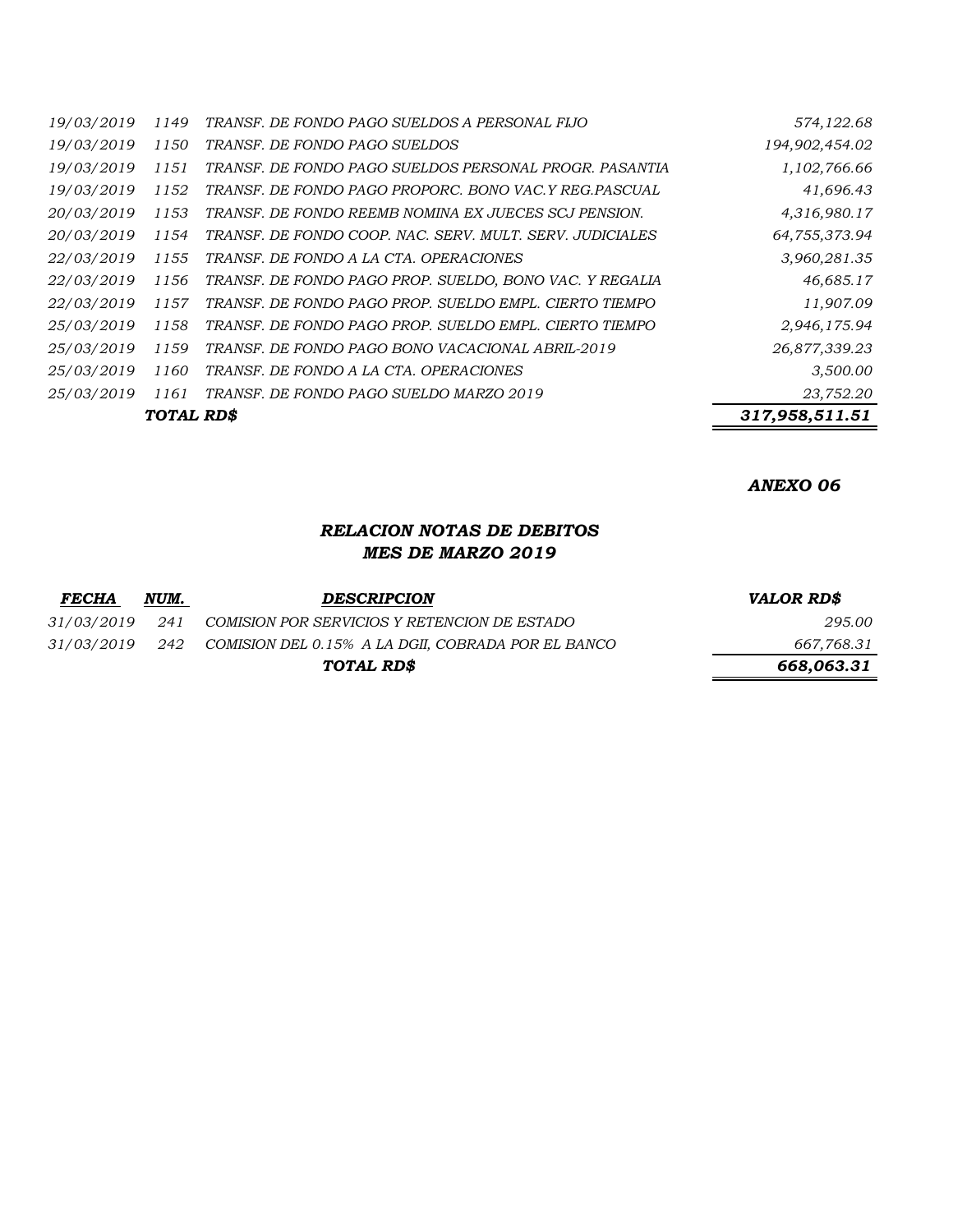| | | | |
|---|---|---|---|
| *19/03/2019* | *1149* | *TRANSF. DE FONDO PAGO SUELDOS A PERSONAL FIJO* | *574,122.68* |
| *19/03/2019* | *1150* | *TRANSF. DE FONDO PAGO SUELDOS* | *194,902,454.02* |
| *19/03/2019* | *1151* | *TRANSF. DE FONDO PAGO SUELDOS PERSONAL PROGR. PASANTIA* | *1,102,766.66* |
| *19/03/2019* | *1152* | *TRANSF. DE FONDO PAGO PROPORC. BONO VAC.Y REG.PASCUAL* | *41,696.43* |
| *20/03/2019* | *1153* | *TRANSF. DE FONDO REEMB NOMINA EX JUECES SCJ PENSION.* | *4,316,980.17* |
| *20/03/2019* | *1154* | *TRANSF. DE FONDO COOP. NAC. SERV. MULT. SERV. JUDICIALES* | *64,755,373.94* |
| *22/03/2019* | *1155* | *TRANSF. DE FONDO A LA CTA. OPERACIONES* | *3,960,281.35* |
| *22/03/2019* | *1156* | *TRANSF. DE FONDO PAGO PROP. SUELDO, BONO VAC. Y REGALIA* | *46,685.17* |
| *22/03/2019* | *1157* | *TRANSF. DE FONDO PAGO PROP. SUELDO EMPL. CIERTO TIEMPO* | *11,907.09* |
| *25/03/2019* | *1158* | *TRANSF. DE FONDO PAGO PROP. SUELDO EMPL. CIERTO TIEMPO* | *2,946,175.94* |
| *25/03/2019* | *1159* | *TRANSF. DE FONDO PAGO BONO VACACIONAL ABRIL-2019* | *26,877,339.23* |
| *25/03/2019* | *1160* | *TRANSF. DE FONDO A LA CTA. OPERACIONES* | *3,500.00* |
| *25/03/2019* | *1161* | *TRANSF. DE FONDO PAGO SUELDO MARZO 2019* | *23,752.20* |
| | ***TOTAL RD$*** | | ***317,958,511.51*** |

***ANEXO 06***

## ***RELACION NOTAS DE DEBITOS***
## ***MES DE MARZO 2019***

| ***FECHA*** | ***NUM.*** | ***DESCRIPCION*** | ***VALOR RD$*** |
|---|---|---|---|
| *31/03/2019* | *241* | *COMISION POR SERVICIOS Y RETENCION DE ESTADO* | *295.00* |
| *31/03/2019* | *242* | *COMISION DEL 0.15% A LA DGII, COBRADA POR EL BANCO* | *667,768.31* |
| | | ***TOTAL RD$*** | ***668,063.31*** |